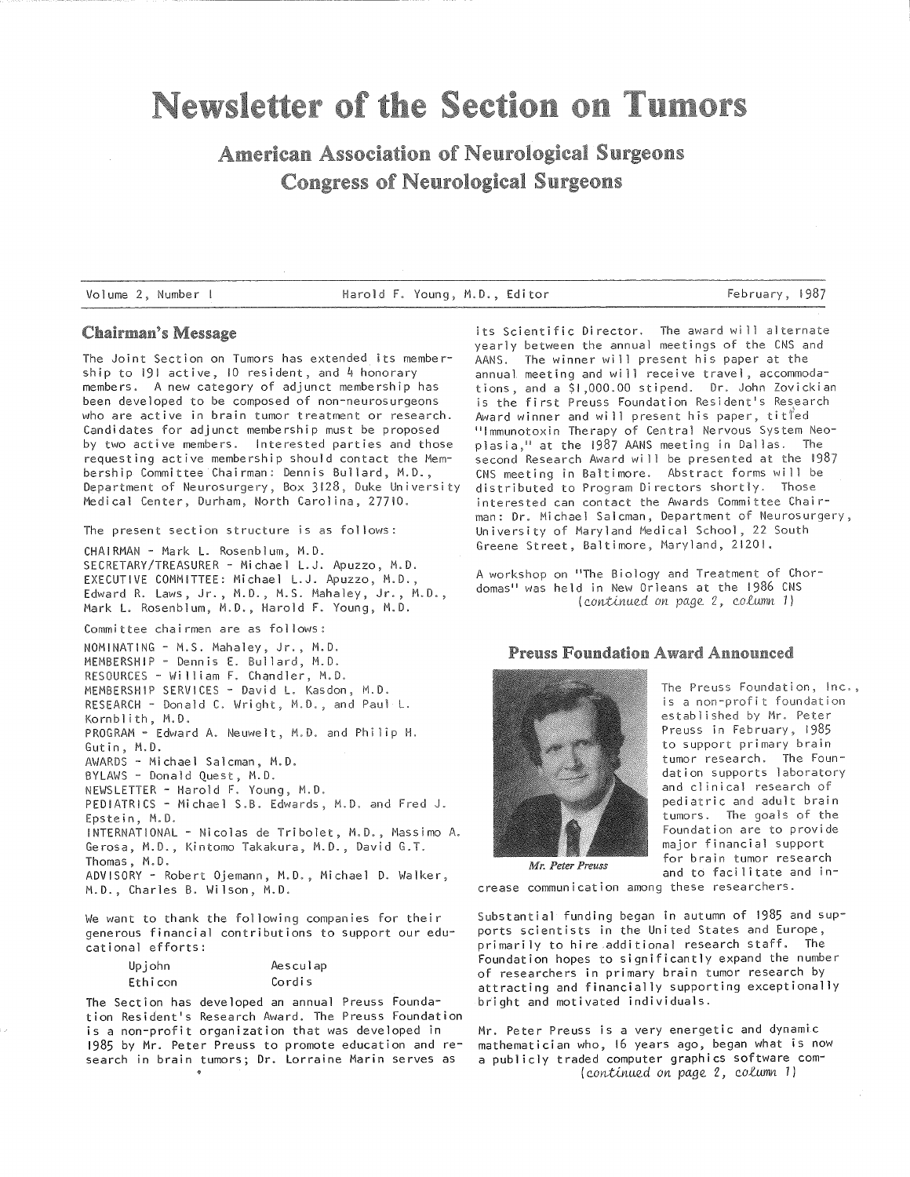# Newsletter of the Section on Tumors

## American Association of Neurological Surgeons
## Congress of Neurological Surgeons

Volume 2, Number 1 | Harold F. Young, M.D., Editor | February, 1987

## Chairman's Message

The Joint Section on Tumors has extended its membership to 191 active, 10 resident, and 4 honorary members. A new category of adjunct membership has been developed to be composed of non-neurosurgeons who are active in brain tumor treatment or research. Candidates for adjunct membership must be proposed by two active members. Interested parties and those requesting active membership should contact the Membership Committee Chairman: Dennis Bullard, M.D., Department of Neurosurgery, Box 3128, Duke University Medical Center, Durham, North Carolina, 27710.

The present section structure is as follows:

CHAIRMAN - Mark L. Rosenblum, M.D.
SECRETARY/TREASURER - Michael L.J. Apuzzo, M.D.
EXECUTIVE COMMITTEE: Michael L.J. Apuzzo, M.D., Edward R. Laws, Jr., M.D., M.S. Mahaley, Jr., M.D., Mark L. Rosenblum, M.D., Harold F. Young, M.D.

Committee chairmen are as follows:

NOMINATING - M.S. Mahaley, Jr., M.D.
MEMBERSHIP - Dennis E. Bullard, M.D.
RESOURCES - William F. Chandler, M.D.
MEMBERSHIP SERVICES - David L. Kasdon, M.D.
RESEARCH - Donald C. Wright, M.D., and Paul L. Kornblith, M.D.
PROGRAM - Edward A. Neuwelt, M.D. and Philip H. Gutin, M.D.
AWARDS - Michael Salcman, M.D.
BYLAWS - Donald Quest, M.D.
NEWSLETTER - Harold F. Young, M.D.
PEDIATRICS - Michael S.B. Edwards, M.D. and Fred J. Epstein, M.D.
INTERNATIONAL - Nicolas de Tribolet, M.D., Massimo A. Gerosa, M.D., Kintomo Takakura, M.D., David G.T. Thomas, M.D.
ADVISORY - Robert Ojemann, M.D., Michael D. Walker, M.D., Charles B. Wilson, M.D.

We want to thank the following companies for their generous financial contributions to support our educational efforts:

| | |
|---|---|
| Upjohn | Aesculap |
| Ethicon | Cordis |

The Section has developed an annual Preuss Foundation Resident's Research Award. The Preuss Foundation is a non-profit organization that was developed in 1985 by Mr. Peter Preuss to promote education and research in brain tumors; Dr. Lorraine Marin serves as its Scientific Director. The award will alternate yearly between the annual meetings of the CNS and AANS. The winner will present his paper at the annual meeting and will receive travel, accommodations, and a $1,000.00 stipend. Dr. John Zovickian is the first Preuss Foundation Resident's Research Award winner and will present his paper, titled "Immunotoxin Therapy of Central Nervous System Neoplasia," at the 1987 AANS meeting in Dallas. The second Research Award will be presented at the 1987 CNS meeting in Baltimore. Abstract forms will be distributed to Program Directors shortly. Those interested can contact the Awards Committee Chairman: Dr. Michael Salcman, Department of Neurosurgery, University of Maryland Medical School, 22 South Greene Street, Baltimore, Maryland, 21201.

A workshop on "The Biology and Treatment of Chordomas" was held in New Orleans at the 1986 CNS

*(continued on page 2, column 1)*

## Preuss Foundation Award Announced

*Mr. Peter Preuss*

The Preuss Foundation, Inc., is a non-profit foundation established by Mr. Peter Preuss in February, 1985 to support primary brain tumor research. The Foundation supports laboratory and clinical research of pediatric and adult brain tumors. The goals of the Foundation are to provide major financial support for brain tumor research and to facilitate and increase communication among these researchers.

Substantial funding began in autumn of 1985 and supports scientists in the United States and Europe, primarily to hire additional research staff. The Foundation hopes to significantly expand the number of researchers in primary brain tumor research by attracting and financially supporting exceptionally bright and motivated individuals.

Mr. Peter Preuss is a very energetic and dynamic mathematician who, 16 years ago, began what is now a publicly traded computer graphics software com-

*(continued on page 2, column 1)*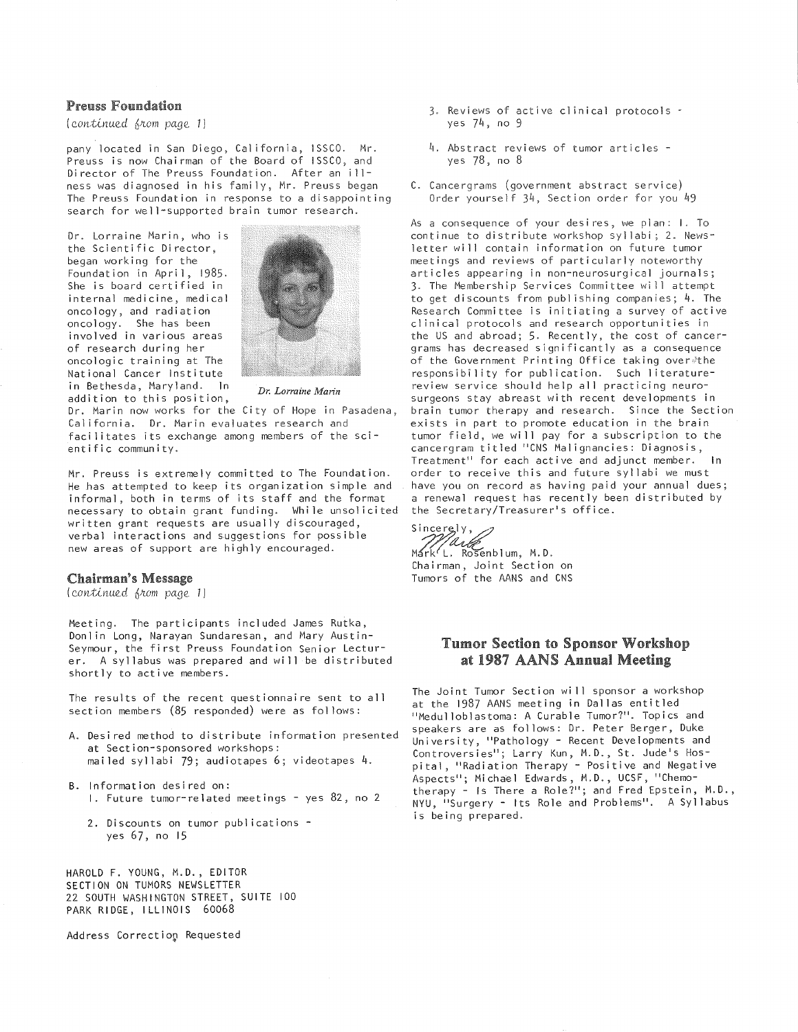## Preuss Foundation

*(continued from page 1)*

pany located in San Diego, California, ISSCO. Mr. Preuss is now Chairman of the Board of ISSCO, and Director of The Preuss Foundation. After an illness was diagnosed in his family, Mr. Preuss began The Preuss Foundation in response to a disappointing search for well-supported brain tumor research.

Dr. Lorraine Marin, who is the Scientific Director, began working for the Foundation in April, 1985. She is board certified in internal medicine, medical oncology, and radiation oncology. She has been involved in various areas of research during her oncologic training at The National Cancer Institute in Bethesda, Maryland. In addition to this position, Dr. Marin now works for the City of Hope in Pasadena, California. Dr. Marin evaluates research and facilitates its exchange among members of the scientific community.

*Dr. Lorraine Marin*

Mr. Preuss is extremely committed to The Foundation. He has attempted to keep its organization simple and informal, both in terms of its staff and the format necessary to obtain grant funding. While unsolicited written grant requests are usually discouraged, verbal interactions and suggestions for possible new areas of support are highly encouraged.

## Chairman's Message

*(continued from page 1)*

Meeting. The participants included James Rutka, Donlin Long, Narayan Sundaresan, and Mary Austin-Seymour, the first Preuss Foundation Senior Lecturer. A syllabus was prepared and will be distributed shortly to active members.

The results of the recent questionnaire sent to all section members (85 responded) were as follows:

A. Desired method to distribute information presented at Section-sponsored workshops:
   mailed syllabi 79; audiotapes 6; videotapes 4.

B. Information desired on:
   1. Future tumor-related meetings - yes 82, no 2
   2. Discounts on tumor publications - yes 67, no 15
   3. Reviews of active clinical protocols - yes 74, no 9
   4. Abstract reviews of tumor articles - yes 78, no 8

C. Cancergrams (government abstract service)
   Order yourself 34, Section order for you 49

As a consequence of your desires, we plan: 1. To continue to distribute workshop syllabi; 2. Newsletter will contain information on future tumor meetings and reviews of particularly noteworthy articles appearing in non-neurosurgical journals; 3. The Membership Services Committee will attempt to get discounts from publishing companies; 4. The Research Committee is initiating a survey of active clinical protocols and research opportunities in the US and abroad; 5. Recently, the cost of cancergrams has decreased significantly as a consequence of the Government Printing Office taking over the responsibility for publication. Such literature-review service should help all practicing neurosurgeons stay abreast with recent developments in brain tumor therapy and research. Since the Section exists in part to promote education in the brain tumor field, we will pay for a subscription to the cancergram titled "CNS Malignancies: Diagnosis, Treatment" for each active and adjunct member. In order to receive this and future syllabi we must have you on record as having paid your annual dues; a renewal request has recently been distributed by the Secretary/Treasurer's office.

Sincerely,

Mark L. Rosenblum, M.D.
Chairman, Joint Section on Tumors of the AANS and CNS

## Tumor Section to Sponsor Workshop at 1987 AANS Annual Meeting

The Joint Tumor Section will sponsor a workshop at the 1987 AANS meeting in Dallas entitled "Medulloblastoma: A Curable Tumor?". Topics and speakers are as follows: Dr. Peter Berger, Duke University, "Pathology - Recent Developments and Controversies"; Larry Kun, M.D., St. Jude's Hospital, "Radiation Therapy - Positive and Negative Aspects"; Michael Edwards, M.D., UCSF, "Chemotherapy - Is There a Role?"; and Fred Epstein, M.D., NYU, "Surgery - Its Role and Problems". A Syllabus is being prepared.

HAROLD F. YOUNG, M.D., EDITOR
SECTION ON TUMORS NEWSLETTER
22 SOUTH WASHINGTON STREET, SUITE 100
PARK RIDGE, ILLINOIS 60068

Address Correction Requested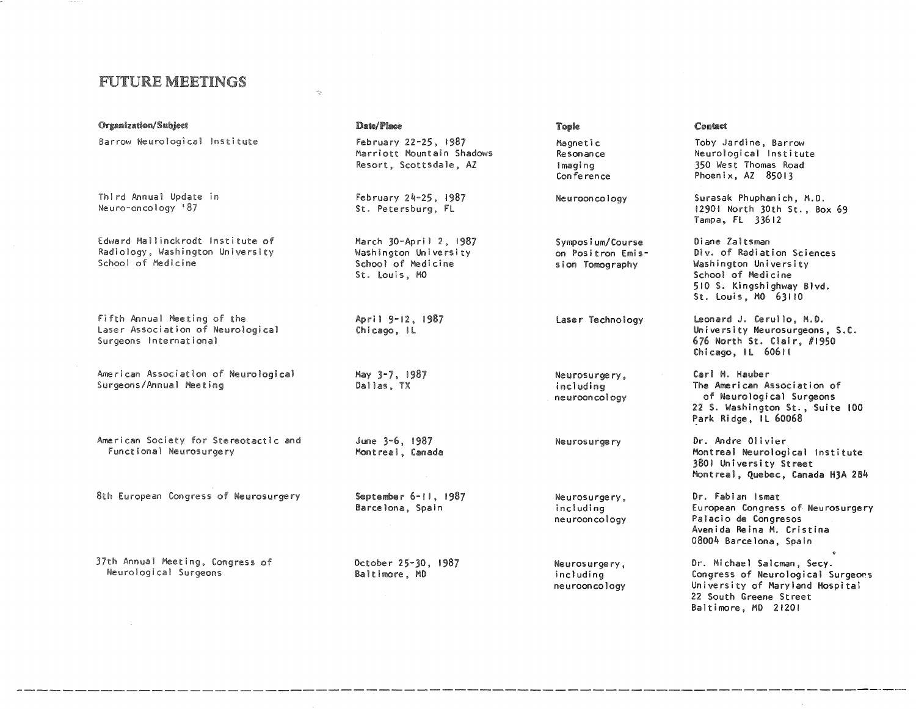# FUTURE MEETINGS

| Organization/Subject | Date/Place | Topic | Contact |
| --- | --- | --- | --- |
| Barrow Neurological Institute | February 22-25, 1987<br>Marriott Mountain Shadows Resort, Scottsdale, AZ | Magnetic Resonance Imaging Conference | Toby Jardine, Barrow Neurological Institute<br>350 West Thomas Road<br>Phoenix, AZ 85013 |
| Third Annual Update in Neuro-oncology '87 | February 24-25, 1987<br>St. Petersburg, FL | Neurooncology | Surasak Phuphanich, M.D.<br>12901 North 30th St., Box 69<br>Tampa, FL 33612 |
| Edward Mallinckrodt Institute of Radiology, Washington University School of Medicine | March 30-April 2, 1987<br>Washington University School of Medicine<br>St. Louis, MO | Symposium/Course on Positron Emission Tomography | Diane Zaltsman<br>Div. of Radiation Sciences<br>Washington University School of Medicine<br>510 S. Kingshighway Blvd.<br>St. Louis, MO 63110 |
| Fifth Annual Meeting of the Laser Association of Neurological Surgeons International | April 9-12, 1987<br>Chicago, IL | Laser Technology | Leonard J. Cerullo, M.D.<br>University Neurosurgeons, S.C.<br>676 North St. Clair, #1950<br>Chicago, IL 60611 |
| American Association of Neurological Surgeons/Annual Meeting | May 3-7, 1987<br>Dallas, TX | Neurosurgery, including neurooncology | Carl H. Hauber<br>The American Association of of Neurological Surgeons<br>22 S. Washington St., Suite 100<br>Park Ridge, IL 60068 |
| American Society for Stereotactic and Functional Neurosurgery | June 3-6, 1987<br>Montreal, Canada | Neurosurgery | Dr. Andre Olivier<br>Montreal Neurological Institute<br>3801 University Street<br>Montreal, Quebec, Canada H3A 2B4 |
| 8th European Congress of Neurosurgery | September 6-11, 1987<br>Barcelona, Spain | Neurosurgery, including neurooncology | Dr. Fabian Ismat<br>European Congress of Neurosurgery<br>Palacio de Congresos<br>Avenida Reina M. Cristina<br>08004 Barcelona, Spain |
| 37th Annual Meeting, Congress of Neurological Surgeons | October 25-30, 1987<br>Baltimore, MD | Neurosurgery, including neurooncology | Dr. Michael Salcman, Secy.<br>Congress of Neurological Surgeons<br>University of Maryland Hospital<br>22 South Greene Street<br>Baltimore, MD 21201 |